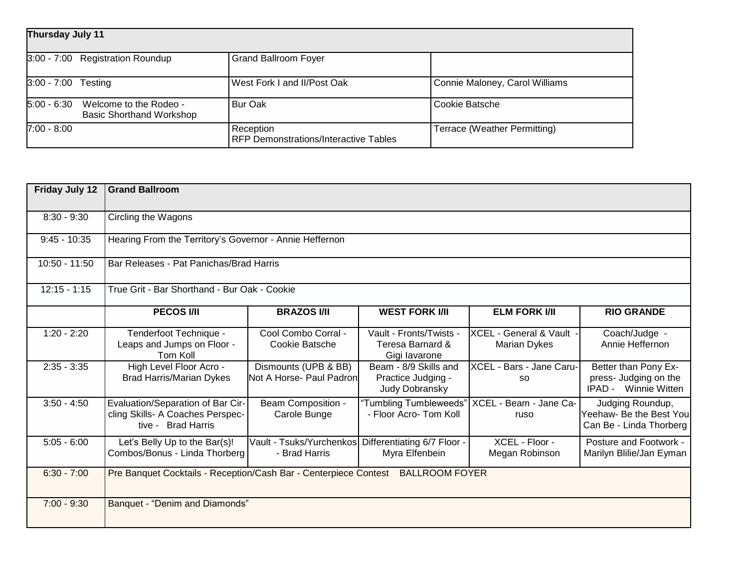| Thursday July 11 | | |
|---|---|---|
| 3:00 - 7:00 Registration Roundup | Grand Ballroom Foyer | |
| 3:00 - 7:00 Testing | West Fork I and II/Post Oak | Connie Maloney, Carol Williams |
| 5:00 - 6:30 Welcome to the Rodeo - Basic Shorthand Workshop | Bur Oak | Cookie Batsche |
| 7:00 - 8:00 | Reception RFP Demonstrations/Interactive Tables | Terrace (Weather Permitting) |

| Friday July 12 | Grand Ballroom | | | | |
|---|---|---|---|---|---|
| 8:30 - 9:30 | Circling the Wagons | | | | |
| 9:45 - 10:35 | Hearing From the Territory's Governor - Annie Heffernon | | | | |
| 10:50 - 11:50 | Bar Releases - Pat Panichas/Brad Harris | | | | |
| 12:15 - 1:15 | True Grit - Bar Shorthand - Bur Oak - Cookie | | | | |
| | **PECOS I/II** | **BRAZOS I/II** | **WEST FORK I/II** | **ELM FORK I/II** | **RIO GRANDE** |
| 1:20 - 2:20 | Tenderfoot Technique - Leaps and Jumps on Floor - Tom Koll | Cool Combo Corral - Cookie Batsche | Vault - Fronts/Twists - Teresa Barnard & Gigi Iavarone | XCEL - General & Vault - Marian Dykes | Coach/Judge - Annie Heffernon |
| 2:35 - 3:35 | High Level Floor Acro - Brad Harris/Marian Dykes | Dismounts (UPB & BB) Not A Horse- Paul Padron | Beam - 8/9 Skills and Practice Judging - Judy Dobransky | XCEL - Bars - Jane Caruso | Better than Pony Express- Judging on the IPAD - Winnie Witten |
| 3:50 - 4:50 | Evaluation/Separation of Bar Circling Skills- A Coaches Perspective - Brad Harris | Beam Composition - Carole Bunge | "Tumbling Tumbleweeds" - Floor Acro- Tom Koll | XCEL - Beam - Jane Caruso | Judging Roundup, Yeehaw- Be the Best You Can Be - Linda Thorberg |
| 5:05 - 6:00 | Let's Belly Up to the Bar(s)! Combos/Bonus - Linda Thorberg | Vault - Tsuks/Yurchenkos - Brad Harris | Differentiating 6/7 Floor - Myra Elfenbein | XCEL - Floor - Megan Robinson | Posture and Footwork - Marilyn Blilie/Jan Eyman |
| 6:30 - 7:00 | Pre Banquet Cocktails - Reception/Cash Bar - Centerpiece Contest BALLROOM FOYER | | | | |
| 7:00 - 9:30 | Banquet - "Denim and Diamonds" | | | | |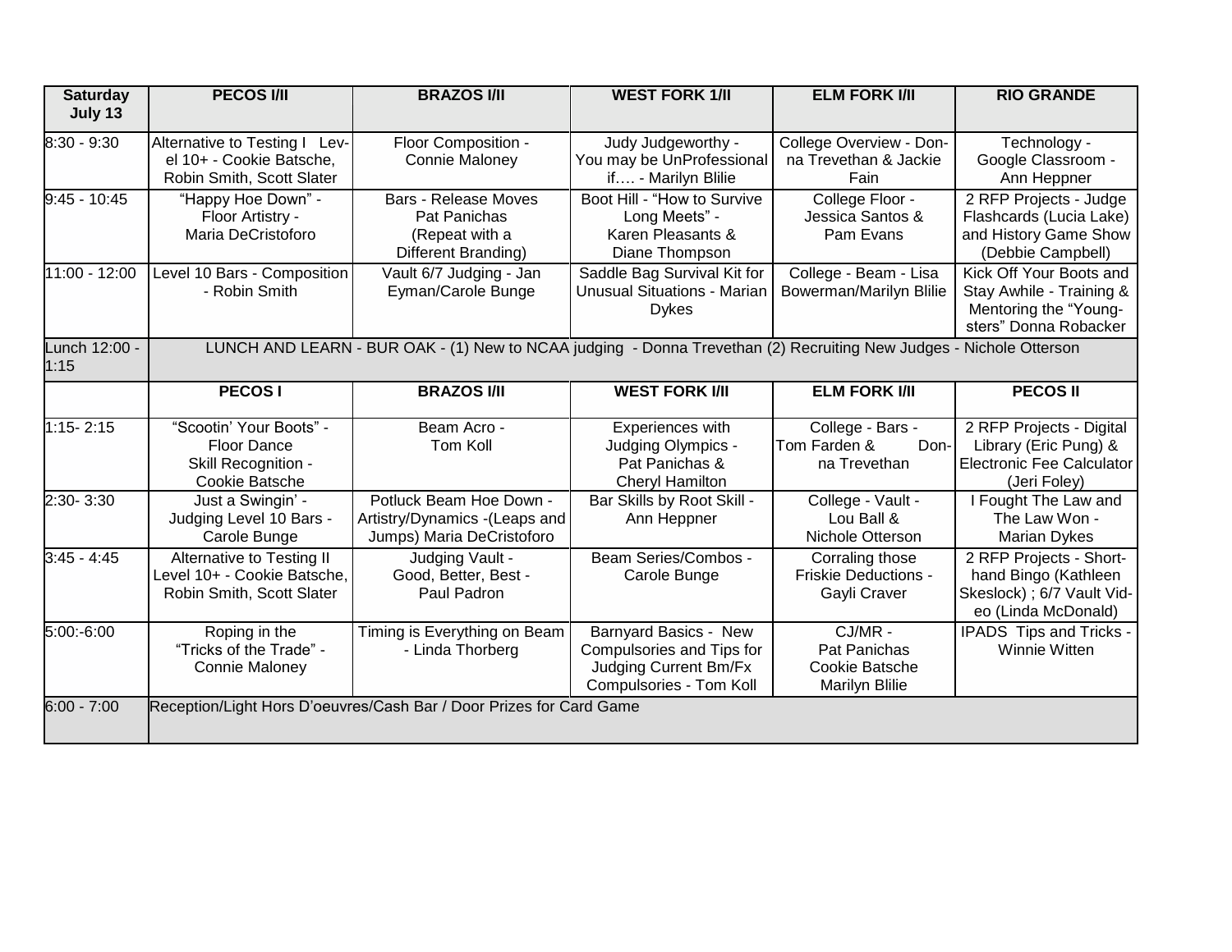| Saturday July 13 | PECOS I/II | BRAZOS I/II | WEST FORK 1/II | ELM FORK I/II | RIO GRANDE |
|---|---|---|---|---|---|
| 8:30 - 9:30 | Alternative to Testing I Level 10+ - Cookie Batsche, Robin Smith, Scott Slater | Floor Composition - Connie Maloney | Judy Judgeworthy - You may be UnProfessional if…. - Marilyn Blilie | College Overview - Donna Trevethan & Jackie Fain | Technology - Google Classroom - Ann Heppner |
| 9:45 - 10:45 | "Happy Hoe Down" - Floor Artistry - Maria DeCristoforo | Bars - Release Moves Pat Panichas (Repeat with a Different Branding) | Boot Hill - "How to Survive Long Meets" - Karen Pleasants & Diane Thompson | College Floor - Jessica Santos & Pam Evans | 2 RFP Projects - Judge Flashcards (Lucia Lake) and History Game Show (Debbie Campbell) |
| 11:00 - 12:00 | Level 10 Bars - Composition - Robin Smith | Vault 6/7 Judging - Jan Eyman/Carole Bunge | Saddle Bag Survival Kit for Unusual Situations - Marian Dykes | College - Beam - Lisa Bowerman/Marilyn Blilie | Kick Off Your Boots and Stay Awhile - Training & Mentoring the "Youngsters" Donna Robacker |
| Lunch 12:00 - 1:15 | LUNCH AND LEARN - BUR OAK - (1) New to NCAA judging - Donna Trevethan (2) Recruiting New Judges - Nichole Otterson | | | | |
| | **PECOS I** | **BRAZOS I/II** | **WEST FORK I/II** | **ELM FORK I/II** | **PECOS II** |
| 1:15- 2:15 | "Scootin' Your Boots" - Floor Dance Skill Recognition - Cookie Batsche | Beam Acro - Tom Koll | Experiences with Judging Olympics - Pat Panichas & Cheryl Hamilton | College - Bars - Tom Farden & Donna Trevethan | 2 RFP Projects - Digital Library (Eric Pung) & Electronic Fee Calculator (Jeri Foley) |
| 2:30- 3:30 | Just a Swingin' - Judging Level 10 Bars - Carole Bunge | Potluck Beam Hoe Down - Artistry/Dynamics -(Leaps and Jumps) Maria DeCristoforo | Bar Skills by Root Skill - Ann Heppner | College - Vault - Lou Ball & Nichole Otterson | I Fought The Law and The Law Won - Marian Dykes |
| 3:45 - 4:45 | Alternative to Testing II Level 10+ - Cookie Batsche, Robin Smith, Scott Slater | Judging Vault - Good, Better, Best - Paul Padron | Beam Series/Combos - Carole Bunge | Corraling those Friskie Deductions - Gayli Craver | 2 RFP Projects - Shorthand Bingo (Kathleen Skeslock) ; 6/7 Vault Video (Linda McDonald) |
| 5:00:-6:00 | Roping in the "Tricks of the Trade" - Connie Maloney | Timing is Everything on Beam - Linda Thorberg | Barnyard Basics - New Compulsories and Tips for Judging Current Bm/Fx Compulsories - Tom Koll | CJ/MR - Pat Panichas Cookie Batsche Marilyn Blilie | IPADS Tips and Tricks - Winnie Witten |
| 6:00 - 7:00 | Reception/Light Hors D'oeuvres/Cash Bar / Door Prizes for Card Game | | | | |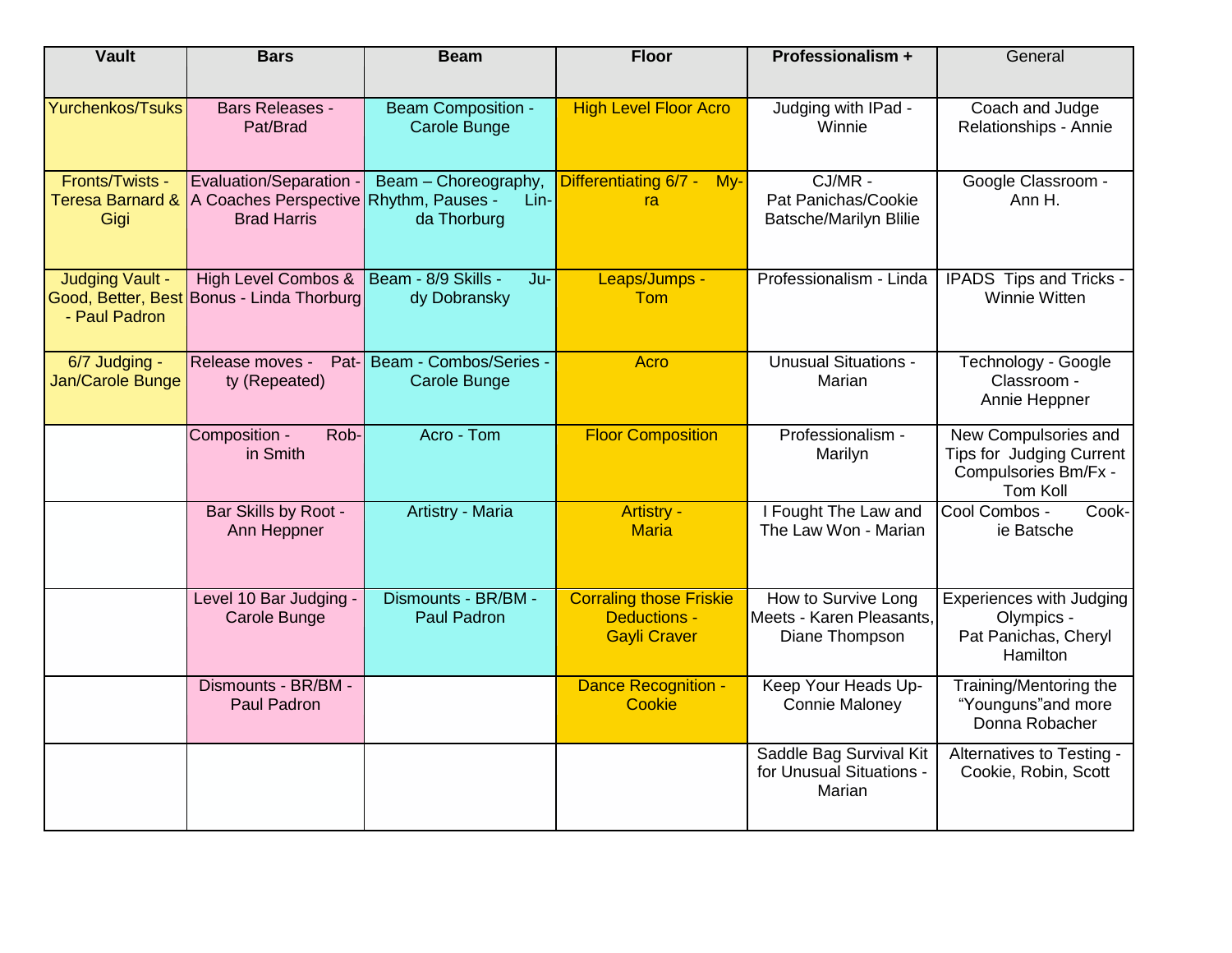| Vault | Bars | Beam | Floor | Professionalism + | General |
|---|---|---|---|---|---|
| Yurchenkos/Tsuks | Bars Releases - Pat/Brad | Beam Composition - Carole Bunge | High Level Floor Acro | Judging with IPad - Winnie | Coach and Judge Relationships - Annie |
| Fronts/Twists - Teresa Barnard & Gigi | Evaluation/Separation - A Coaches Perspective Brad Harris | Beam – Choreography, Rhythm, Pauses - Linda Thorburg | Differentiating 6/7 - Myra | CJ/MR - Pat Panichas/Cookie Batsche/Marilyn Blilie | Google Classroom - Ann H. |
| Judging Vault - Good, Better, Best - Paul Padron | High Level Combos & Bonus - Linda Thorburg | Beam - 8/9 Skills - Judy Dobransky | Leaps/Jumps - Tom | Professionalism - Linda | IPADS Tips and Tricks - Winnie Witten |
| 6/7 Judging - Jan/Carole Bunge | Release moves - Patty (Repeated) | Beam - Combos/Series - Carole Bunge | Acro | Unusual Situations - Marian | Technology - Google Classroom - Annie Heppner |
| | Composition - Robin Smith | Acro - Tom | Floor Composition | Professionalism - Marilyn | New Compulsories and Tips for Judging Current Compulsories Bm/Fx - Tom Koll |
| | Bar Skills by Root - Ann Heppner | Artistry - Maria | Artistry - Maria | I Fought The Law and The Law Won - Marian | Cool Combos - Cookie Batsche |
| | Level 10 Bar Judging - Carole Bunge | Dismounts - BR/BM - Paul Padron | Corraling those Friskie Deductions - Gayli Craver | How to Survive Long Meets - Karen Pleasants, Diane Thompson | Experiences with Judging Olympics - Pat Panichas, Cheryl Hamilton |
| | Dismounts - BR/BM - Paul Padron | | Dance Recognition - Cookie | Keep Your Heads Up- Connie Maloney | Training/Mentoring the "Younguns"and more Donna Robacher |
| | | | | Saddle Bag Survival Kit for Unusual Situations - Marian | Alternatives to Testing - Cookie, Robin, Scott |